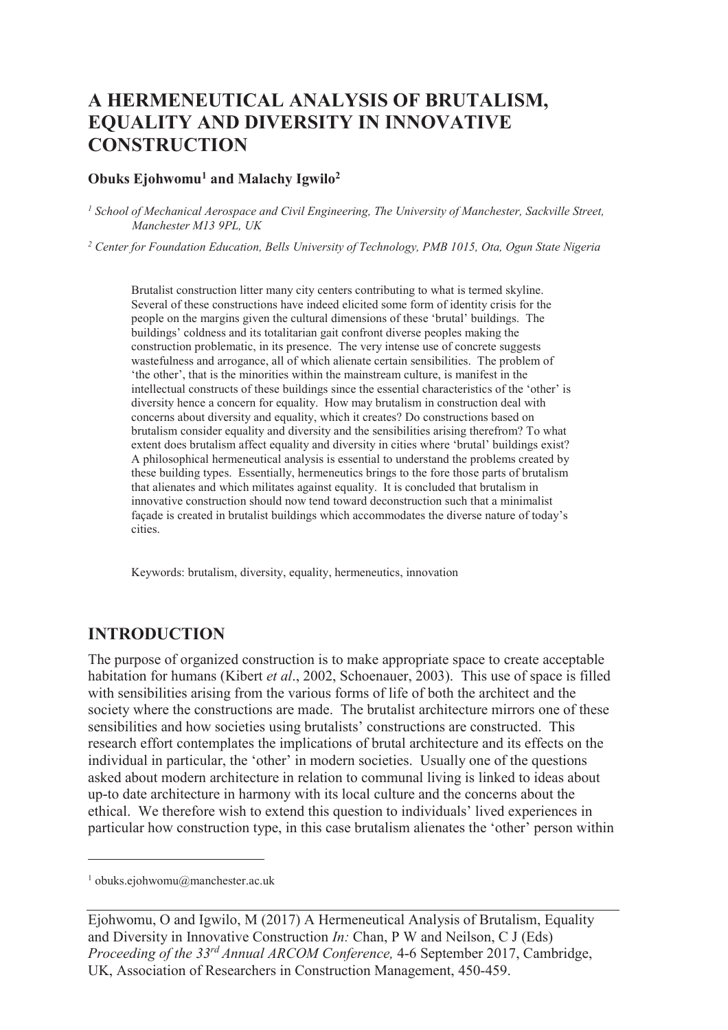# A HERMENEUTICAL ANALYSIS OF BRUTALISM, EQUALITY AND DIVERSITY IN INNOVATIVE CONSTRUCTION

**Obuks Ejohwomu[1] and Malachy Igwilo[2]**

*[1] School of Mechanical Aerospace and Civil Engineering, The University of Manchester, Sackville Street, Manchester M13 9PL, UK*

*[2] Center for Foundation Education, Bells University of Technology, PMB 1015, Ota, Ogun State Nigeria*

Brutalist construction litter many city centers contributing to what is termed skyline. Several of these constructions have indeed elicited some form of identity crisis for the people on the margins given the cultural dimensions of these 'brutal' buildings. The buildings' coldness and its totalitarian gait confront diverse peoples making the construction problematic, in its presence. The very intense use of concrete suggests wastefulness and arrogance, all of which alienate certain sensibilities. The problem of 'the other', that is the minorities within the mainstream culture, is manifest in the intellectual constructs of these buildings since the essential characteristics of the 'other' is diversity hence a concern for equality. How may brutalism in construction deal with concerns about diversity and equality, which it creates? Do constructions based on brutalism consider equality and diversity and the sensibilities arising therefrom? To what extent does brutalism affect equality and diversity in cities where 'brutal' buildings exist? A philosophical hermeneutical analysis is essential to understand the problems created by these building types. Essentially, hermeneutics brings to the fore those parts of brutalism that alienates and which militates against equality. It is concluded that brutalism in innovative construction should now tend toward deconstruction such that a minimalist façade is created in brutalist buildings which accommodates the diverse nature of today's cities.

Keywords: brutalism, diversity, equality, hermeneutics, innovation

## INTRODUCTION

The purpose of organized construction is to make appropriate space to create acceptable habitation for humans (Kibert *et al*., 2002, Schoenauer, 2003). This use of space is filled with sensibilities arising from the various forms of life of both the architect and the society where the constructions are made. The brutalist architecture mirrors one of these sensibilities and how societies using brutalists' constructions are constructed. This research effort contemplates the implications of brutal architecture and its effects on the individual in particular, the 'other' in modern societies. Usually one of the questions asked about modern architecture in relation to communal living is linked to ideas about up-to date architecture in harmony with its local culture and the concerns about the ethical. We therefore wish to extend this question to individuals' lived experiences in particular how construction type, in this case brutalism alienates the 'other' person within

[1] obuks.ejohwomu@manchester.ac.uk

Ejohwomu, O and Igwilo, M (2017) A Hermeneutical Analysis of Brutalism, Equality and Diversity in Innovative Construction *In:* Chan, P W and Neilson, C J (Eds) *Proceeding of the 33rd Annual ARCOM Conference,* 4-6 September 2017, Cambridge, UK, Association of Researchers in Construction Management, 450-459.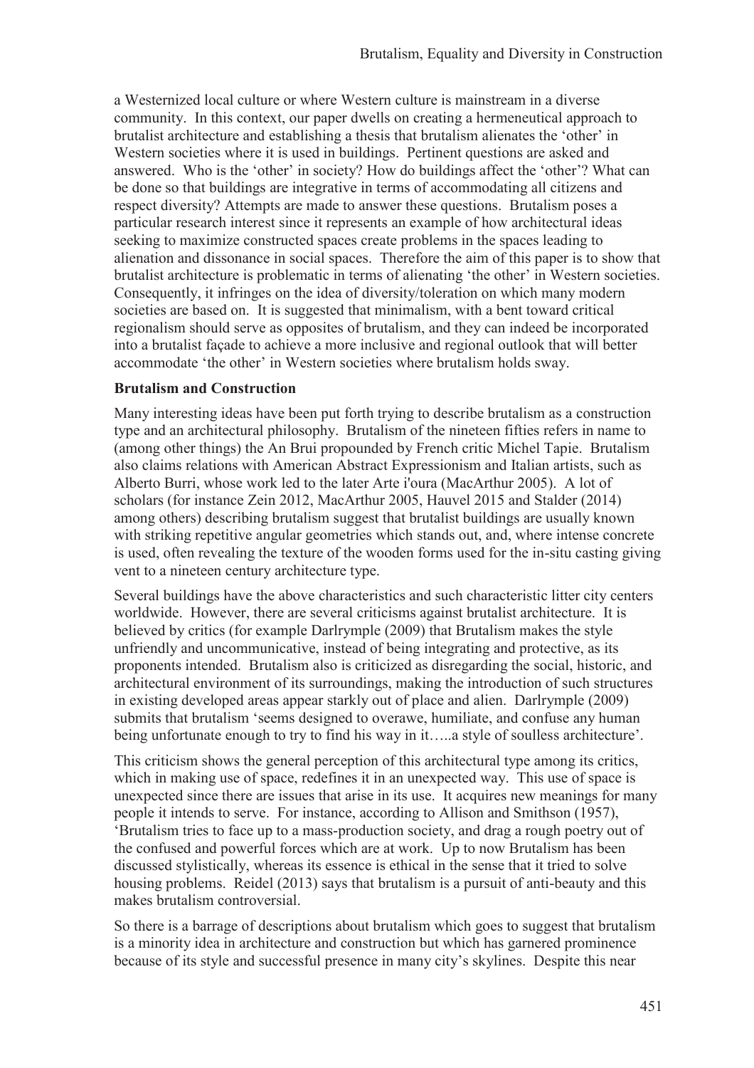a Westernized local culture or where Western culture is mainstream in a diverse community. In this context, our paper dwells on creating a hermeneutical approach to brutalist architecture and establishing a thesis that brutalism alienates the 'other' in Western societies where it is used in buildings. Pertinent questions are asked and answered. Who is the 'other' in society? How do buildings affect the 'other'? What can be done so that buildings are integrative in terms of accommodating all citizens and respect diversity? Attempts are made to answer these questions. Brutalism poses a particular research interest since it represents an example of how architectural ideas seeking to maximize constructed spaces create problems in the spaces leading to alienation and dissonance in social spaces. Therefore the aim of this paper is to show that brutalist architecture is problematic in terms of alienating 'the other' in Western societies. Consequently, it infringes on the idea of diversity/toleration on which many modern societies are based on. It is suggested that minimalism, with a bent toward critical regionalism should serve as opposites of brutalism, and they can indeed be incorporated into a brutalist façade to achieve a more inclusive and regional outlook that will better accommodate 'the other' in Western societies where brutalism holds sway.

**Brutalism and Construction**

Many interesting ideas have been put forth trying to describe brutalism as a construction type and an architectural philosophy. Brutalism of the nineteen fifties refers in name to (among other things) the An Brui propounded by French critic Michel Tapie. Brutalism also claims relations with American Abstract Expressionism and Italian artists, such as Alberto Burri, whose work led to the later Arte i'oura (MacArthur 2005). A lot of scholars (for instance Zein 2012, MacArthur 2005, Hauvel 2015 and Stalder (2014) among others) describing brutalism suggest that brutalist buildings are usually known with striking repetitive angular geometries which stands out, and, where intense concrete is used, often revealing the texture of the wooden forms used for the in-situ casting giving vent to a nineteen century architecture type.

Several buildings have the above characteristics and such characteristic litter city centers worldwide. However, there are several criticisms against brutalist architecture. It is believed by critics (for example Darlrymple (2009) that Brutalism makes the style unfriendly and uncommunicative, instead of being integrating and protective, as its proponents intended. Brutalism also is criticized as disregarding the social, historic, and architectural environment of its surroundings, making the introduction of such structures in existing developed areas appear starkly out of place and alien. Darlrymple (2009) submits that brutalism 'seems designed to overawe, humiliate, and confuse any human being unfortunate enough to try to find his way in it…..a style of soulless architecture'.

This criticism shows the general perception of this architectural type among its critics, which in making use of space, redefines it in an unexpected way. This use of space is unexpected since there are issues that arise in its use. It acquires new meanings for many people it intends to serve. For instance, according to Allison and Smithson (1957), 'Brutalism tries to face up to a mass-production society, and drag a rough poetry out of the confused and powerful forces which are at work. Up to now Brutalism has been discussed stylistically, whereas its essence is ethical in the sense that it tried to solve housing problems. Reidel (2013) says that brutalism is a pursuit of anti-beauty and this makes brutalism controversial.

So there is a barrage of descriptions about brutalism which goes to suggest that brutalism is a minority idea in architecture and construction but which has garnered prominence because of its style and successful presence in many city's skylines. Despite this near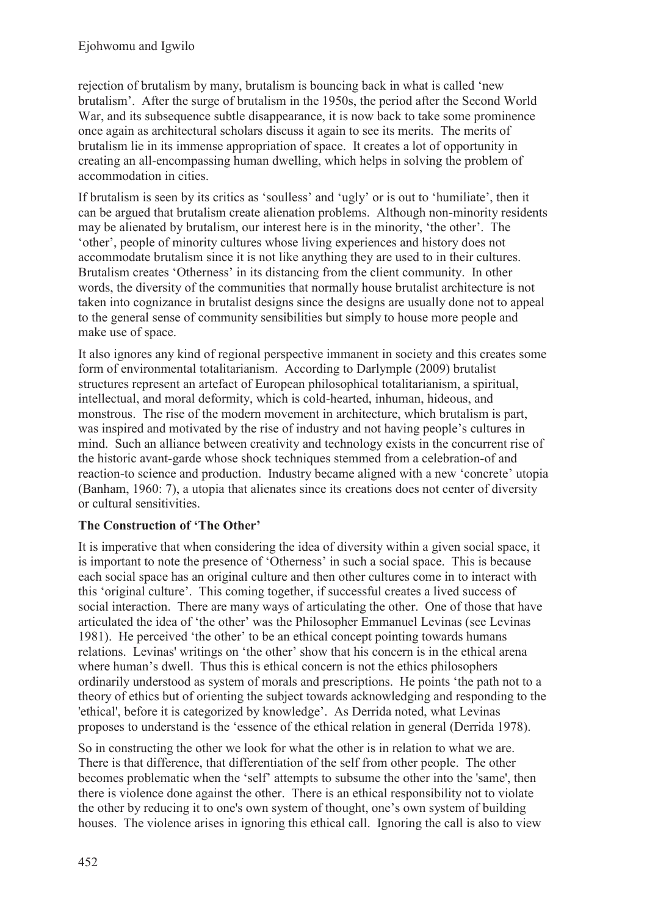rejection of brutalism by many, brutalism is bouncing back in what is called 'new brutalism'. After the surge of brutalism in the 1950s, the period after the Second World War, and its subsequence subtle disappearance, it is now back to take some prominence once again as architectural scholars discuss it again to see its merits. The merits of brutalism lie in its immense appropriation of space. It creates a lot of opportunity in creating an all-encompassing human dwelling, which helps in solving the problem of accommodation in cities.

If brutalism is seen by its critics as 'soulless' and 'ugly' or is out to 'humiliate', then it can be argued that brutalism create alienation problems. Although non-minority residents may be alienated by brutalism, our interest here is in the minority, 'the other'. The 'other', people of minority cultures whose living experiences and history does not accommodate brutalism since it is not like anything they are used to in their cultures. Brutalism creates 'Otherness' in its distancing from the client community. In other words, the diversity of the communities that normally house brutalist architecture is not taken into cognizance in brutalist designs since the designs are usually done not to appeal to the general sense of community sensibilities but simply to house more people and make use of space.

It also ignores any kind of regional perspective immanent in society and this creates some form of environmental totalitarianism. According to Darlymple (2009) brutalist structures represent an artefact of European philosophical totalitarianism, a spiritual, intellectual, and moral deformity, which is cold-hearted, inhuman, hideous, and monstrous. The rise of the modern movement in architecture, which brutalism is part, was inspired and motivated by the rise of industry and not having people's cultures in mind. Such an alliance between creativity and technology exists in the concurrent rise of the historic avant-garde whose shock techniques stemmed from a celebration-of and reaction-to science and production. Industry became aligned with a new 'concrete' utopia (Banham, 1960: 7), a utopia that alienates since its creations does not center of diversity or cultural sensitivities.

**The Construction of 'The Other'**

It is imperative that when considering the idea of diversity within a given social space, it is important to note the presence of 'Otherness' in such a social space. This is because each social space has an original culture and then other cultures come in to interact with this 'original culture'. This coming together, if successful creates a lived success of social interaction. There are many ways of articulating the other. One of those that have articulated the idea of 'the other' was the Philosopher Emmanuel Levinas (see Levinas 1981). He perceived 'the other' to be an ethical concept pointing towards humans relations. Levinas' writings on 'the other' show that his concern is in the ethical arena where human's dwell. Thus this is ethical concern is not the ethics philosophers ordinarily understood as system of morals and prescriptions. He points 'the path not to a theory of ethics but of orienting the subject towards acknowledging and responding to the 'ethical', before it is categorized by knowledge'. As Derrida noted, what Levinas proposes to understand is the 'essence of the ethical relation in general (Derrida 1978).

So in constructing the other we look for what the other is in relation to what we are. There is that difference, that differentiation of the self from other people. The other becomes problematic when the 'self' attempts to subsume the other into the 'same', then there is violence done against the other. There is an ethical responsibility not to violate the other by reducing it to one's own system of thought, one's own system of building houses. The violence arises in ignoring this ethical call. Ignoring the call is also to view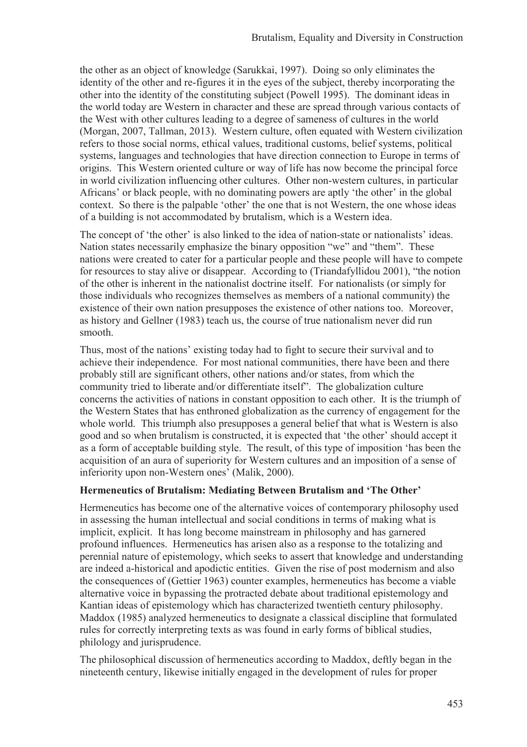the other as an object of knowledge (Sarukkai, 1997). Doing so only eliminates the identity of the other and re-figures it in the eyes of the subject, thereby incorporating the other into the identity of the constituting subject (Powell 1995). The dominant ideas in the world today are Western in character and these are spread through various contacts of the West with other cultures leading to a degree of sameness of cultures in the world (Morgan, 2007, Tallman, 2013). Western culture, often equated with Western civilization refers to those social norms, ethical values, traditional customs, belief systems, political systems, languages and technologies that have direction connection to Europe in terms of origins. This Western oriented culture or way of life has now become the principal force in world civilization influencing other cultures. Other non-western cultures, in particular Africans' or black people, with no dominating powers are aptly 'the other' in the global context. So there is the palpable 'other' the one that is not Western, the one whose ideas of a building is not accommodated by brutalism, which is a Western idea.

The concept of 'the other' is also linked to the idea of nation-state or nationalists' ideas. Nation states necessarily emphasize the binary opposition "we" and "them". These nations were created to cater for a particular people and these people will have to compete for resources to stay alive or disappear. According to (Triandafyllidou 2001), "the notion of the other is inherent in the nationalist doctrine itself. For nationalists (or simply for those individuals who recognizes themselves as members of a national community) the existence of their own nation presupposes the existence of other nations too. Moreover, as history and Gellner (1983) teach us, the course of true nationalism never did run smooth.

Thus, most of the nations' existing today had to fight to secure their survival and to achieve their independence. For most national communities, there have been and there probably still are significant others, other nations and/or states, from which the community tried to liberate and/or differentiate itself". The globalization culture concerns the activities of nations in constant opposition to each other. It is the triumph of the Western States that has enthroned globalization as the currency of engagement for the whole world. This triumph also presupposes a general belief that what is Western is also good and so when brutalism is constructed, it is expected that 'the other' should accept it as a form of acceptable building style. The result, of this type of imposition 'has been the acquisition of an aura of superiority for Western cultures and an imposition of a sense of inferiority upon non-Western ones' (Malik, 2000).

**Hermeneutics of Brutalism: Mediating Between Brutalism and 'The Other'**

Hermeneutics has become one of the alternative voices of contemporary philosophy used in assessing the human intellectual and social conditions in terms of making what is implicit, explicit. It has long become mainstream in philosophy and has garnered profound influences. Hermeneutics has arisen also as a response to the totalizing and perennial nature of epistemology, which seeks to assert that knowledge and understanding are indeed a-historical and apodictic entities. Given the rise of post modernism and also the consequences of (Gettier 1963) counter examples, hermeneutics has become a viable alternative voice in bypassing the protracted debate about traditional epistemology and Kantian ideas of epistemology which has characterized twentieth century philosophy. Maddox (1985) analyzed hermeneutics to designate a classical discipline that formulated rules for correctly interpreting texts as was found in early forms of biblical studies, philology and jurisprudence.

The philosophical discussion of hermeneutics according to Maddox, deftly began in the nineteenth century, likewise initially engaged in the development of rules for proper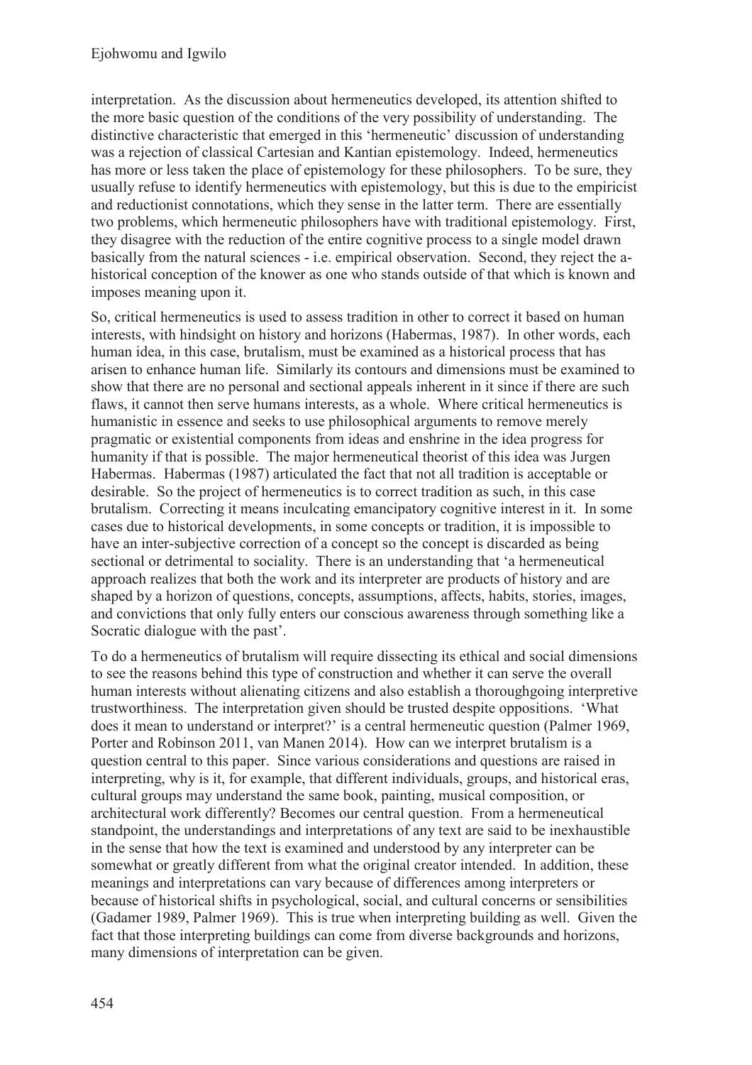interpretation. As the discussion about hermeneutics developed, its attention shifted to the more basic question of the conditions of the very possibility of understanding. The distinctive characteristic that emerged in this 'hermeneutic' discussion of understanding was a rejection of classical Cartesian and Kantian epistemology. Indeed, hermeneutics has more or less taken the place of epistemology for these philosophers. To be sure, they usually refuse to identify hermeneutics with epistemology, but this is due to the empiricist and reductionist connotations, which they sense in the latter term. There are essentially two problems, which hermeneutic philosophers have with traditional epistemology. First, they disagree with the reduction of the entire cognitive process to a single model drawn basically from the natural sciences - i.e. empirical observation. Second, they reject the a-historical conception of the knower as one who stands outside of that which is known and imposes meaning upon it.

So, critical hermeneutics is used to assess tradition in other to correct it based on human interests, with hindsight on history and horizons (Habermas, 1987). In other words, each human idea, in this case, brutalism, must be examined as a historical process that has arisen to enhance human life. Similarly its contours and dimensions must be examined to show that there are no personal and sectional appeals inherent in it since if there are such flaws, it cannot then serve humans interests, as a whole. Where critical hermeneutics is humanistic in essence and seeks to use philosophical arguments to remove merely pragmatic or existential components from ideas and enshrine in the idea progress for humanity if that is possible. The major hermeneutical theorist of this idea was Jurgen Habermas. Habermas (1987) articulated the fact that not all tradition is acceptable or desirable. So the project of hermeneutics is to correct tradition as such, in this case brutalism. Correcting it means inculcating emancipatory cognitive interest in it. In some cases due to historical developments, in some concepts or tradition, it is impossible to have an inter-subjective correction of a concept so the concept is discarded as being sectional or detrimental to sociality. There is an understanding that 'a hermeneutical approach realizes that both the work and its interpreter are products of history and are shaped by a horizon of questions, concepts, assumptions, affects, habits, stories, images, and convictions that only fully enters our conscious awareness through something like a Socratic dialogue with the past'.

To do a hermeneutics of brutalism will require dissecting its ethical and social dimensions to see the reasons behind this type of construction and whether it can serve the overall human interests without alienating citizens and also establish a thoroughgoing interpretive trustworthiness. The interpretation given should be trusted despite oppositions. 'What does it mean to understand or interpret?' is a central hermeneutic question (Palmer 1969, Porter and Robinson 2011, van Manen 2014). How can we interpret brutalism is a question central to this paper. Since various considerations and questions are raised in interpreting, why is it, for example, that different individuals, groups, and historical eras, cultural groups may understand the same book, painting, musical composition, or architectural work differently? Becomes our central question. From a hermeneutical standpoint, the understandings and interpretations of any text are said to be inexhaustible in the sense that how the text is examined and understood by any interpreter can be somewhat or greatly different from what the original creator intended. In addition, these meanings and interpretations can vary because of differences among interpreters or because of historical shifts in psychological, social, and cultural concerns or sensibilities (Gadamer 1989, Palmer 1969). This is true when interpreting building as well. Given the fact that those interpreting buildings can come from diverse backgrounds and horizons, many dimensions of interpretation can be given.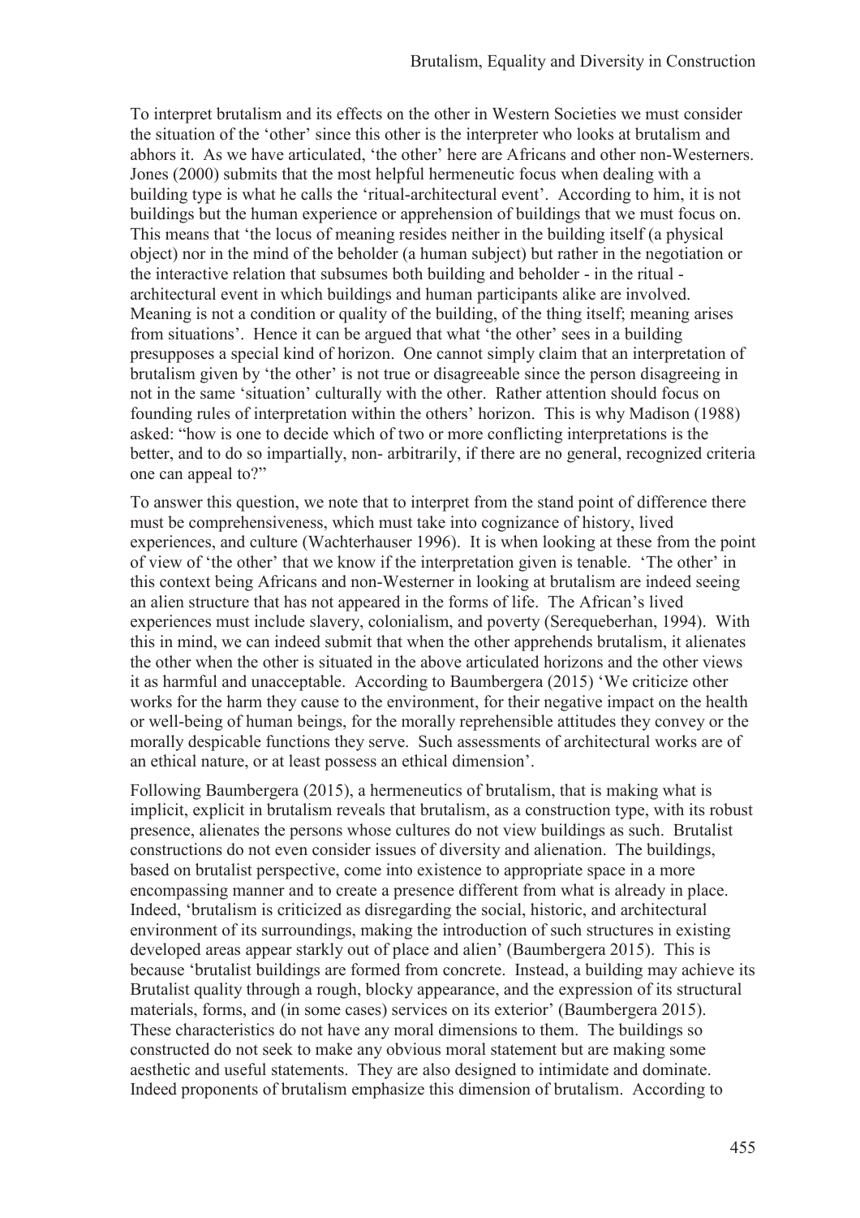To interpret brutalism and its effects on the other in Western Societies we must consider the situation of the 'other' since this other is the interpreter who looks at brutalism and abhors it. As we have articulated, 'the other' here are Africans and other non-Westerners. Jones (2000) submits that the most helpful hermeneutic focus when dealing with a building type is what he calls the 'ritual-architectural event'. According to him, it is not buildings but the human experience or apprehension of buildings that we must focus on. This means that 'the locus of meaning resides neither in the building itself (a physical object) nor in the mind of the beholder (a human subject) but rather in the negotiation or the interactive relation that subsumes both building and beholder - in the ritual - architectural event in which buildings and human participants alike are involved. Meaning is not a condition or quality of the building, of the thing itself; meaning arises from situations'. Hence it can be argued that what 'the other' sees in a building presupposes a special kind of horizon. One cannot simply claim that an interpretation of brutalism given by 'the other' is not true or disagreeable since the person disagreeing in not in the same 'situation' culturally with the other. Rather attention should focus on founding rules of interpretation within the others' horizon. This is why Madison (1988) asked: "how is one to decide which of two or more conflicting interpretations is the better, and to do so impartially, non- arbitrarily, if there are no general, recognized criteria one can appeal to?"

To answer this question, we note that to interpret from the stand point of difference there must be comprehensiveness, which must take into cognizance of history, lived experiences, and culture (Wachterhauser 1996). It is when looking at these from the point of view of 'the other' that we know if the interpretation given is tenable. 'The other' in this context being Africans and non-Westerner in looking at brutalism are indeed seeing an alien structure that has not appeared in the forms of life. The African's lived experiences must include slavery, colonialism, and poverty (Serequeberhan, 1994). With this in mind, we can indeed submit that when the other apprehends brutalism, it alienates the other when the other is situated in the above articulated horizons and the other views it as harmful and unacceptable. According to Baumbergera (2015) 'We criticize other works for the harm they cause to the environment, for their negative impact on the health or well-being of human beings, for the morally reprehensible attitudes they convey or the morally despicable functions they serve. Such assessments of architectural works are of an ethical nature, or at least possess an ethical dimension'.

Following Baumbergera (2015), a hermeneutics of brutalism, that is making what is implicit, explicit in brutalism reveals that brutalism, as a construction type, with its robust presence, alienates the persons whose cultures do not view buildings as such. Brutalist constructions do not even consider issues of diversity and alienation. The buildings, based on brutalist perspective, come into existence to appropriate space in a more encompassing manner and to create a presence different from what is already in place. Indeed, 'brutalism is criticized as disregarding the social, historic, and architectural environment of its surroundings, making the introduction of such structures in existing developed areas appear starkly out of place and alien' (Baumbergera 2015). This is because 'brutalist buildings are formed from concrete. Instead, a building may achieve its Brutalist quality through a rough, blocky appearance, and the expression of its structural materials, forms, and (in some cases) services on its exterior' (Baumbergera 2015). These characteristics do not have any moral dimensions to them. The buildings so constructed do not seek to make any obvious moral statement but are making some aesthetic and useful statements. They are also designed to intimidate and dominate. Indeed proponents of brutalism emphasize this dimension of brutalism. According to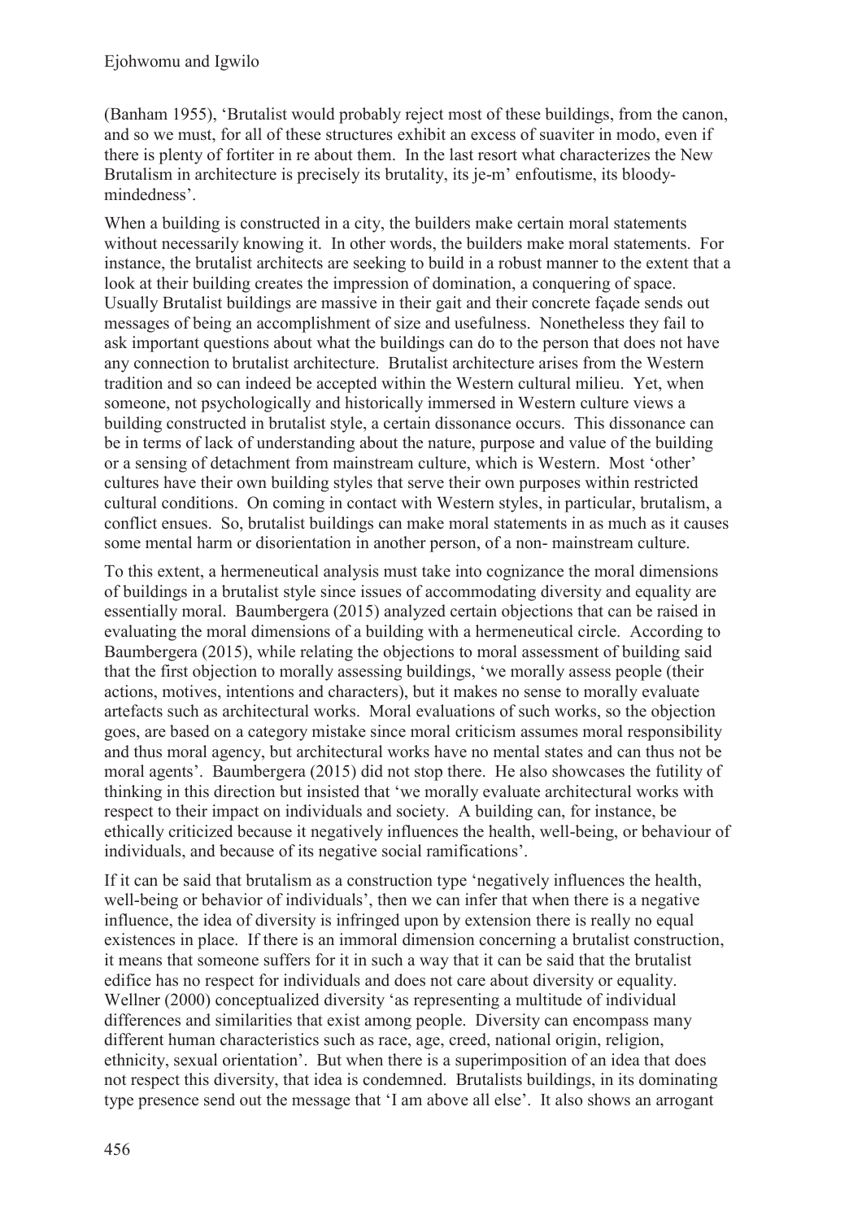(Banham 1955), 'Brutalist would probably reject most of these buildings, from the canon, and so we must, for all of these structures exhibit an excess of suaviter in modo, even if there is plenty of fortiter in re about them. In the last resort what characterizes the New Brutalism in architecture is precisely its brutality, its je-m' enfoutisme, its bloody-mindedness'.

When a building is constructed in a city, the builders make certain moral statements without necessarily knowing it. In other words, the builders make moral statements. For instance, the brutalist architects are seeking to build in a robust manner to the extent that a look at their building creates the impression of domination, a conquering of space. Usually Brutalist buildings are massive in their gait and their concrete façade sends out messages of being an accomplishment of size and usefulness. Nonetheless they fail to ask important questions about what the buildings can do to the person that does not have any connection to brutalist architecture. Brutalist architecture arises from the Western tradition and so can indeed be accepted within the Western cultural milieu. Yet, when someone, not psychologically and historically immersed in Western culture views a building constructed in brutalist style, a certain dissonance occurs. This dissonance can be in terms of lack of understanding about the nature, purpose and value of the building or a sensing of detachment from mainstream culture, which is Western. Most 'other' cultures have their own building styles that serve their own purposes within restricted cultural conditions. On coming in contact with Western styles, in particular, brutalism, a conflict ensues. So, brutalist buildings can make moral statements in as much as it causes some mental harm or disorientation in another person, of a non- mainstream culture.

To this extent, a hermeneutical analysis must take into cognizance the moral dimensions of buildings in a brutalist style since issues of accommodating diversity and equality are essentially moral. Baumbergera (2015) analyzed certain objections that can be raised in evaluating the moral dimensions of a building with a hermeneutical circle. According to Baumbergera (2015), while relating the objections to moral assessment of building said that the first objection to morally assessing buildings, 'we morally assess people (their actions, motives, intentions and characters), but it makes no sense to morally evaluate artefacts such as architectural works. Moral evaluations of such works, so the objection goes, are based on a category mistake since moral criticism assumes moral responsibility and thus moral agency, but architectural works have no mental states and can thus not be moral agents'. Baumbergera (2015) did not stop there. He also showcases the futility of thinking in this direction but insisted that 'we morally evaluate architectural works with respect to their impact on individuals and society. A building can, for instance, be ethically criticized because it negatively influences the health, well-being, or behaviour of individuals, and because of its negative social ramifications'.

If it can be said that brutalism as a construction type 'negatively influences the health, well-being or behavior of individuals', then we can infer that when there is a negative influence, the idea of diversity is infringed upon by extension there is really no equal existences in place. If there is an immoral dimension concerning a brutalist construction, it means that someone suffers for it in such a way that it can be said that the brutalist edifice has no respect for individuals and does not care about diversity or equality. Wellner (2000) conceptualized diversity 'as representing a multitude of individual differences and similarities that exist among people. Diversity can encompass many different human characteristics such as race, age, creed, national origin, religion, ethnicity, sexual orientation'. But when there is a superimposition of an idea that does not respect this diversity, that idea is condemned. Brutalists buildings, in its dominating type presence send out the message that 'I am above all else'. It also shows an arrogant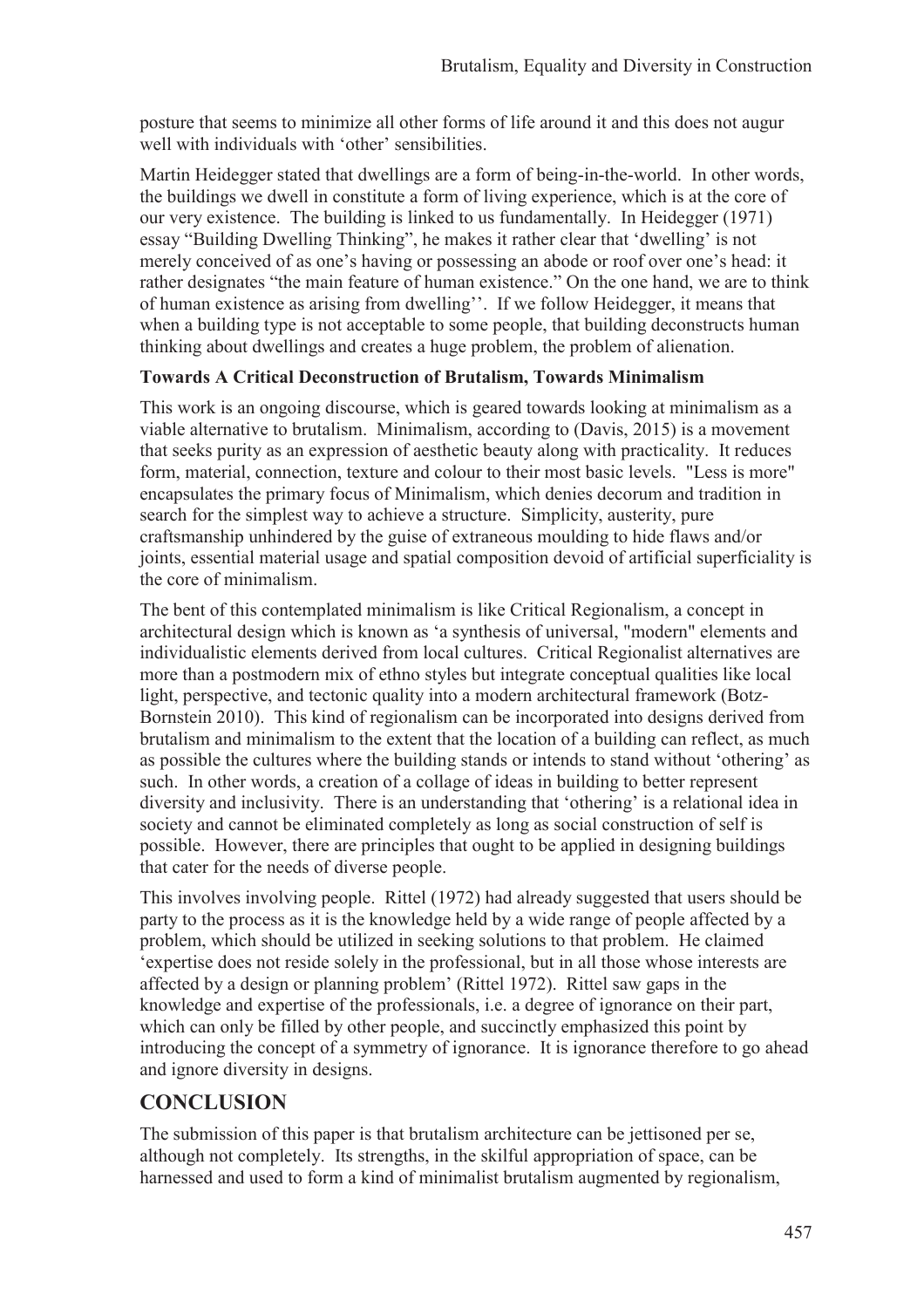posture that seems to minimize all other forms of life around it and this does not augur well with individuals with 'other' sensibilities.

Martin Heidegger stated that dwellings are a form of being-in-the-world. In other words, the buildings we dwell in constitute a form of living experience, which is at the core of our very existence. The building is linked to us fundamentally. In Heidegger (1971) essay "Building Dwelling Thinking", he makes it rather clear that 'dwelling' is not merely conceived of as one's having or possessing an abode or roof over one's head: it rather designates "the main feature of human existence." On the one hand, we are to think of human existence as arising from dwelling''. If we follow Heidegger, it means that when a building type is not acceptable to some people, that building deconstructs human thinking about dwellings and creates a huge problem, the problem of alienation.

**Towards A Critical Deconstruction of Brutalism, Towards Minimalism**

This work is an ongoing discourse, which is geared towards looking at minimalism as a viable alternative to brutalism. Minimalism, according to (Davis, 2015) is a movement that seeks purity as an expression of aesthetic beauty along with practicality. It reduces form, material, connection, texture and colour to their most basic levels. "Less is more" encapsulates the primary focus of Minimalism, which denies decorum and tradition in search for the simplest way to achieve a structure. Simplicity, austerity, pure craftsmanship unhindered by the guise of extraneous moulding to hide flaws and/or joints, essential material usage and spatial composition devoid of artificial superficiality is the core of minimalism.

The bent of this contemplated minimalism is like Critical Regionalism, a concept in architectural design which is known as 'a synthesis of universal, "modern" elements and individualistic elements derived from local cultures. Critical Regionalist alternatives are more than a postmodern mix of ethno styles but integrate conceptual qualities like local light, perspective, and tectonic quality into a modern architectural framework (Botz-Bornstein 2010). This kind of regionalism can be incorporated into designs derived from brutalism and minimalism to the extent that the location of a building can reflect, as much as possible the cultures where the building stands or intends to stand without 'othering' as such. In other words, a creation of a collage of ideas in building to better represent diversity and inclusivity. There is an understanding that 'othering' is a relational idea in society and cannot be eliminated completely as long as social construction of self is possible. However, there are principles that ought to be applied in designing buildings that cater for the needs of diverse people.

This involves involving people. Rittel (1972) had already suggested that users should be party to the process as it is the knowledge held by a wide range of people affected by a problem, which should be utilized in seeking solutions to that problem. He claimed 'expertise does not reside solely in the professional, but in all those whose interests are affected by a design or planning problem' (Rittel 1972). Rittel saw gaps in the knowledge and expertise of the professionals, i.e. a degree of ignorance on their part, which can only be filled by other people, and succinctly emphasized this point by introducing the concept of a symmetry of ignorance. It is ignorance therefore to go ahead and ignore diversity in designs.

## CONCLUSION

The submission of this paper is that brutalism architecture can be jettisoned per se, although not completely. Its strengths, in the skilful appropriation of space, can be harnessed and used to form a kind of minimalist brutalism augmented by regionalism,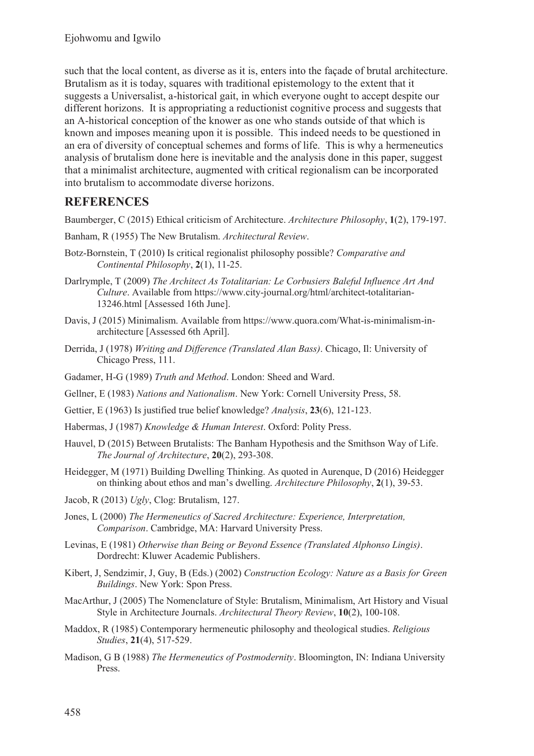such that the local content, as diverse as it is, enters into the façade of brutal architecture. Brutalism as it is today, squares with traditional epistemology to the extent that it suggests a Universalist, a-historical gait, in which everyone ought to accept despite our different horizons. It is appropriating a reductionist cognitive process and suggests that an A-historical conception of the knower as one who stands outside of that which is known and imposes meaning upon it is possible. This indeed needs to be questioned in an era of diversity of conceptual schemes and forms of life. This is why a hermeneutics analysis of brutalism done here is inevitable and the analysis done in this paper, suggest that a minimalist architecture, augmented with critical regionalism can be incorporated into brutalism to accommodate diverse horizons.

## REFERENCES

Baumberger, C (2015) Ethical criticism of Architecture. *Architecture Philosophy*, **1**(2), 179-197.

Banham, R (1955) The New Brutalism. *Architectural Review*.

Botz-Bornstein, T (2010) Is critical regionalist philosophy possible? *Comparative and Continental Philosophy*, **2**(1), 11-25.

Darlrymple, T (2009) *The Architect As Totalitarian: Le Corbusiers Baleful Influence Art And Culture*. Available from https://www.city-journal.org/html/architect-totalitarian-13246.html [Assessed 16th June].

Davis, J (2015) Minimalism. Available from https://www.quora.com/What-is-minimalism-in-architecture [Assessed 6th April].

Derrida, J (1978) *Writing and Difference (Translated Alan Bass)*. Chicago, Il: University of Chicago Press, 111.

Gadamer, H-G (1989) *Truth and Method*. London: Sheed and Ward.

Gellner, E (1983) *Nations and Nationalism*. New York: Cornell University Press, 58.

Gettier, E (1963) Is justified true belief knowledge? *Analysis*, **23**(6), 121-123.

Habermas, J (1987) *Knowledge & Human Interest*. Oxford: Polity Press.

Hauvel, D (2015) Between Brutalists: The Banham Hypothesis and the Smithson Way of Life. *The Journal of Architecture*, **20**(2), 293-308.

Heidegger, M (1971) Building Dwelling Thinking. As quoted in Aurenque, D (2016) Heidegger on thinking about ethos and man's dwelling. *Architecture Philosophy*, **2**(1), 39-53.

Jacob, R (2013) *Ugly*, Clog: Brutalism, 127.

Jones, L (2000) *The Hermeneutics of Sacred Architecture: Experience, Interpretation, Comparison*. Cambridge, MA: Harvard University Press.

Levinas, E (1981) *Otherwise than Being or Beyond Essence (Translated Alphonso Lingis)*. Dordrecht: Kluwer Academic Publishers.

Kibert, J, Sendzimir, J, Guy, B (Eds.) (2002) *Construction Ecology: Nature as a Basis for Green Buildings*. New York: Spon Press.

MacArthur, J (2005) The Nomenclature of Style: Brutalism, Minimalism, Art History and Visual Style in Architecture Journals. *Architectural Theory Review*, **10**(2), 100-108.

Maddox, R (1985) Contemporary hermeneutic philosophy and theological studies. *Religious Studies*, **21**(4), 517-529.

Madison, G B (1988) *The Hermeneutics of Postmodernity*. Bloomington, IN: Indiana University Press.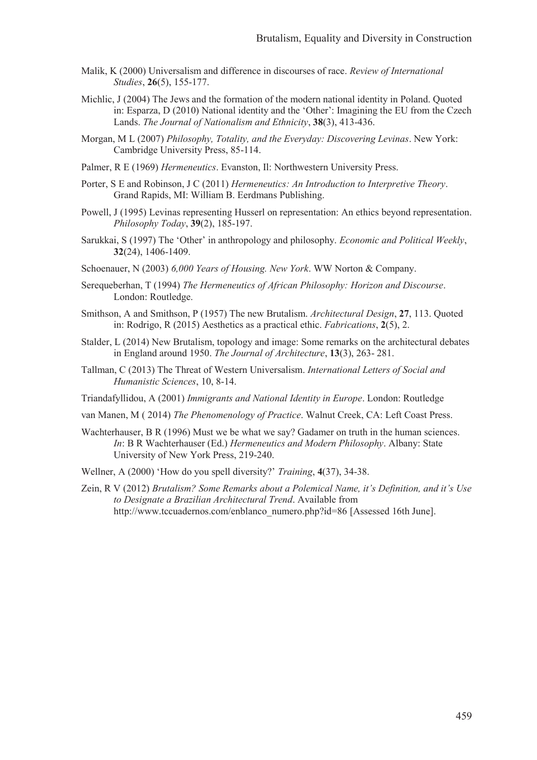Malik, K (2000) Universalism and difference in discourses of race. *Review of International Studies*, **26**(5), 155-177.

Michlic, J (2004) The Jews and the formation of the modern national identity in Poland. Quoted in: Esparza, D (2010) National identity and the 'Other': Imagining the EU from the Czech Lands. *The Journal of Nationalism and Ethnicity*, **38**(3), 413-436.

Morgan, M L (2007) *Philosophy, Totality, and the Everyday: Discovering Levinas*. New York: Cambridge University Press, 85-114.

Palmer, R E (1969) *Hermeneutics*. Evanston, Il: Northwestern University Press.

Porter, S E and Robinson, J C (2011) *Hermeneutics: An Introduction to Interpretive Theory*. Grand Rapids, MI: William B. Eerdmans Publishing.

Powell, J (1995) Levinas representing Husserl on representation: An ethics beyond representation. *Philosophy Today*, **39**(2), 185-197.

Sarukkai, S (1997) The 'Other' in anthropology and philosophy. *Economic and Political Weekly*, **32**(24), 1406-1409.

Schoenauer, N (2003) *6,000 Years of Housing. New York*. WW Norton & Company.

Serequeberhan, T (1994) *The Hermeneutics of African Philosophy: Horizon and Discourse*. London: Routledge.

Smithson, A and Smithson, P (1957) The new Brutalism. *Architectural Design*, **27**, 113. Quoted in: Rodrigo, R (2015) Aesthetics as a practical ethic. *Fabrications*, **2**(5), 2.

Stalder, L (2014) New Brutalism, topology and image: Some remarks on the architectural debates in England around 1950. *The Journal of Architecture*, **13**(3), 263- 281.

Tallman, C (2013) The Threat of Western Universalism. *International Letters of Social and Humanistic Sciences*, 10, 8-14.

Triandafyllidou, A (2001) *Immigrants and National Identity in Europe*. London: Routledge

van Manen, M ( 2014) *The Phenomenology of Practice*. Walnut Creek, CA: Left Coast Press.

Wachterhauser, B R (1996) Must we be what we say? Gadamer on truth in the human sciences. *In*: B R Wachterhauser (Ed.) *Hermeneutics and Modern Philosophy*. Albany: State University of New York Press, 219-240.

Wellner, A (2000) 'How do you spell diversity?' *Training*, **4**(37), 34-38.

Zein, R V (2012) *Brutalism? Some Remarks about a Polemical Name, it's Definition, and it's Use to Designate a Brazilian Architectural Trend*. Available from http://www.tccuadernos.com/enblanco_numero.php?id=86 [Assessed 16th June].